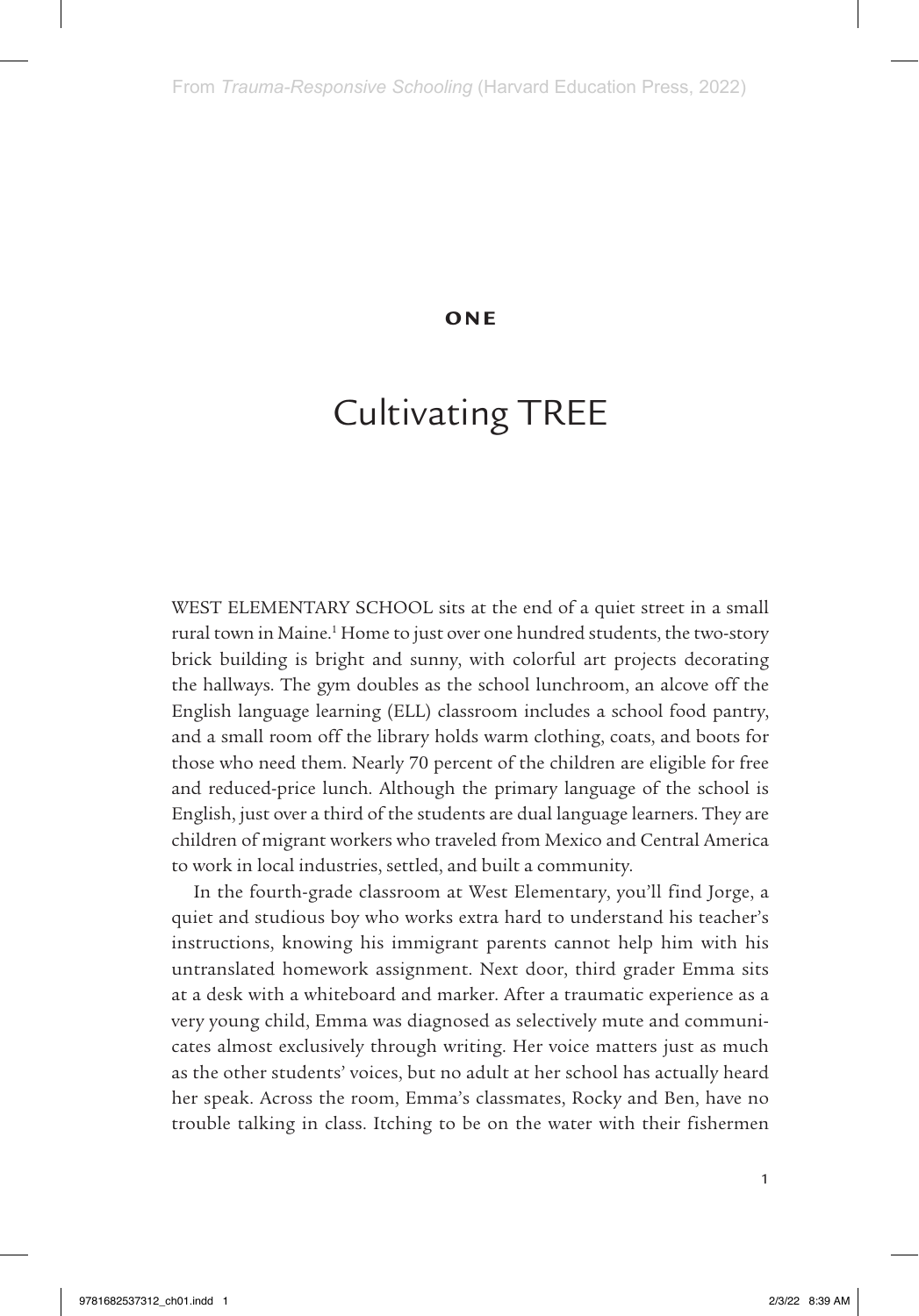From *Trauma-Responsive Schooling* (Harvard Education Press, 2022)

**ONE**

# Cultivating TREE

WEST ELEMENTARY SCHOOL sits at the end of a quiet street in a small rural town in Maine.[1] Home to just over one hundred students, the two-story brick building is bright and sunny, with colorful art projects decorating the hallways. The gym doubles as the school lunchroom, an alcove off the English language learning (ELL) classroom includes a school food pantry, and a small room off the library holds warm clothing, coats, and boots for those who need them. Nearly 70 percent of the children are eligible for free and reduced-price lunch. Although the primary language of the school is English, just over a third of the students are dual language learners. They are children of migrant workers who traveled from Mexico and Central America to work in local industries, settled, and built a community.

In the fourth-grade classroom at West Elementary, you'll find Jorge, a quiet and studious boy who works extra hard to understand his teacher's instructions, knowing his immigrant parents cannot help him with his untranslated homework assignment. Next door, third grader Emma sits at a desk with a whiteboard and marker. After a traumatic experience as a very young child, Emma was diagnosed as selectively mute and communicates almost exclusively through writing. Her voice matters just as much as the other students' voices, but no adult at her school has actually heard her speak. Across the room, Emma's classmates, Rocky and Ben, have no trouble talking in class. Itching to be on the water with their fishermen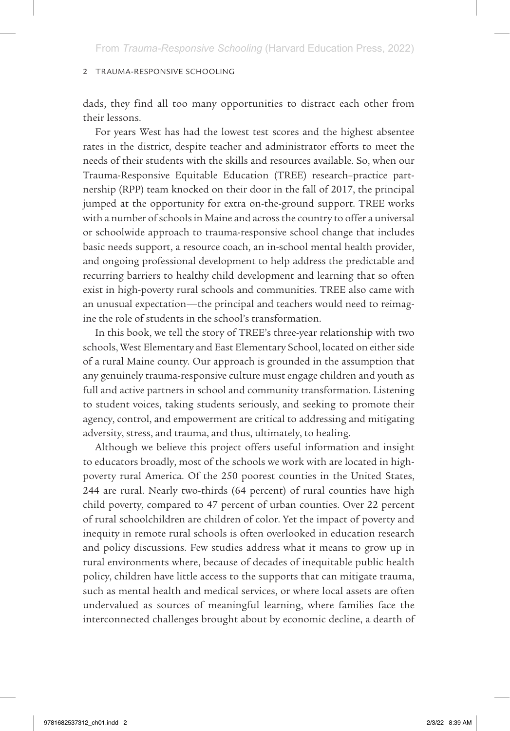dads, they find all too many opportunities to distract each other from their lessons.

For years West has had the lowest test scores and the highest absentee rates in the district, despite teacher and administrator efforts to meet the needs of their students with the skills and resources available. So, when our Trauma-Responsive Equitable Education (TREE) research–practice partnership (RPP) team knocked on their door in the fall of 2017, the principal jumped at the opportunity for extra on-the-ground support. TREE works with a number of schools in Maine and across the country to offer a universal or schoolwide approach to trauma-responsive school change that includes basic needs support, a resource coach, an in-school mental health provider, and ongoing professional development to help address the predictable and recurring barriers to healthy child development and learning that so often exist in high-poverty rural schools and communities. TREE also came with an unusual expectation—the principal and teachers would need to reimagine the role of students in the school's transformation.

In this book, we tell the story of TREE's three-year relationship with two schools, West Elementary and East Elementary School, located on either side of a rural Maine county. Our approach is grounded in the assumption that any genuinely trauma-responsive culture must engage children and youth as full and active partners in school and community transformation. Listening to student voices, taking students seriously, and seeking to promote their agency, control, and empowerment are critical to addressing and mitigating adversity, stress, and trauma, and thus, ultimately, to healing.

Although we believe this project offers useful information and insight to educators broadly, most of the schools we work with are located in high-poverty rural America. Of the 250 poorest counties in the United States, 244 are rural. Nearly two-thirds (64 percent) of rural counties have high child poverty, compared to 47 percent of urban counties. Over 22 percent of rural schoolchildren are children of color. Yet the impact of poverty and inequity in remote rural schools is often overlooked in education research and policy discussions. Few studies address what it means to grow up in rural environments where, because of decades of inequitable public health policy, children have little access to the supports that can mitigate trauma, such as mental health and medical services, or where local assets are often undervalued as sources of meaningful learning, where families face the interconnected challenges brought about by economic decline, a dearth of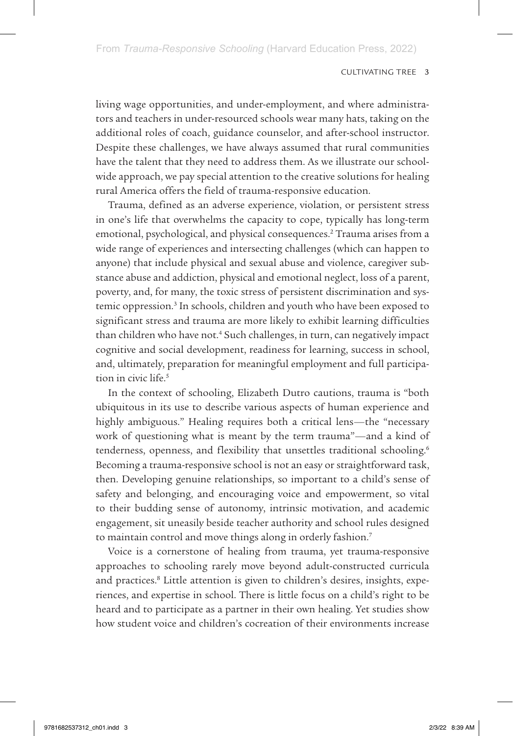living wage opportunities, and under-employment, and where administrators and teachers in under-resourced schools wear many hats, taking on the additional roles of coach, guidance counselor, and after-school instructor. Despite these challenges, we have always assumed that rural communities have the talent that they need to address them. As we illustrate our schoolwide approach, we pay special attention to the creative solutions for healing rural America offers the field of trauma-responsive education.

Trauma, defined as an adverse experience, violation, or persistent stress in one's life that overwhelms the capacity to cope, typically has long-term emotional, psychological, and physical consequences.[2] Trauma arises from a wide range of experiences and intersecting challenges (which can happen to anyone) that include physical and sexual abuse and violence, caregiver substance abuse and addiction, physical and emotional neglect, loss of a parent, poverty, and, for many, the toxic stress of persistent discrimination and systemic oppression.[3] In schools, children and youth who have been exposed to significant stress and trauma are more likely to exhibit learning difficulties than children who have not.[4] Such challenges, in turn, can negatively impact cognitive and social development, readiness for learning, success in school, and, ultimately, preparation for meaningful employment and full participation in civic life.[5]

In the context of schooling, Elizabeth Dutro cautions, trauma is "both ubiquitous in its use to describe various aspects of human experience and highly ambiguous." Healing requires both a critical lens—the "necessary work of questioning what is meant by the term trauma"—and a kind of tenderness, openness, and flexibility that unsettles traditional schooling.[6] Becoming a trauma-responsive school is not an easy or straightforward task, then. Developing genuine relationships, so important to a child's sense of safety and belonging, and encouraging voice and empowerment, so vital to their budding sense of autonomy, intrinsic motivation, and academic engagement, sit uneasily beside teacher authority and school rules designed to maintain control and move things along in orderly fashion.[7]

Voice is a cornerstone of healing from trauma, yet trauma-responsive approaches to schooling rarely move beyond adult-constructed curricula and practices.[8] Little attention is given to children's desires, insights, experiences, and expertise in school. There is little focus on a child's right to be heard and to participate as a partner in their own healing. Yet studies show how student voice and children's cocreation of their environments increase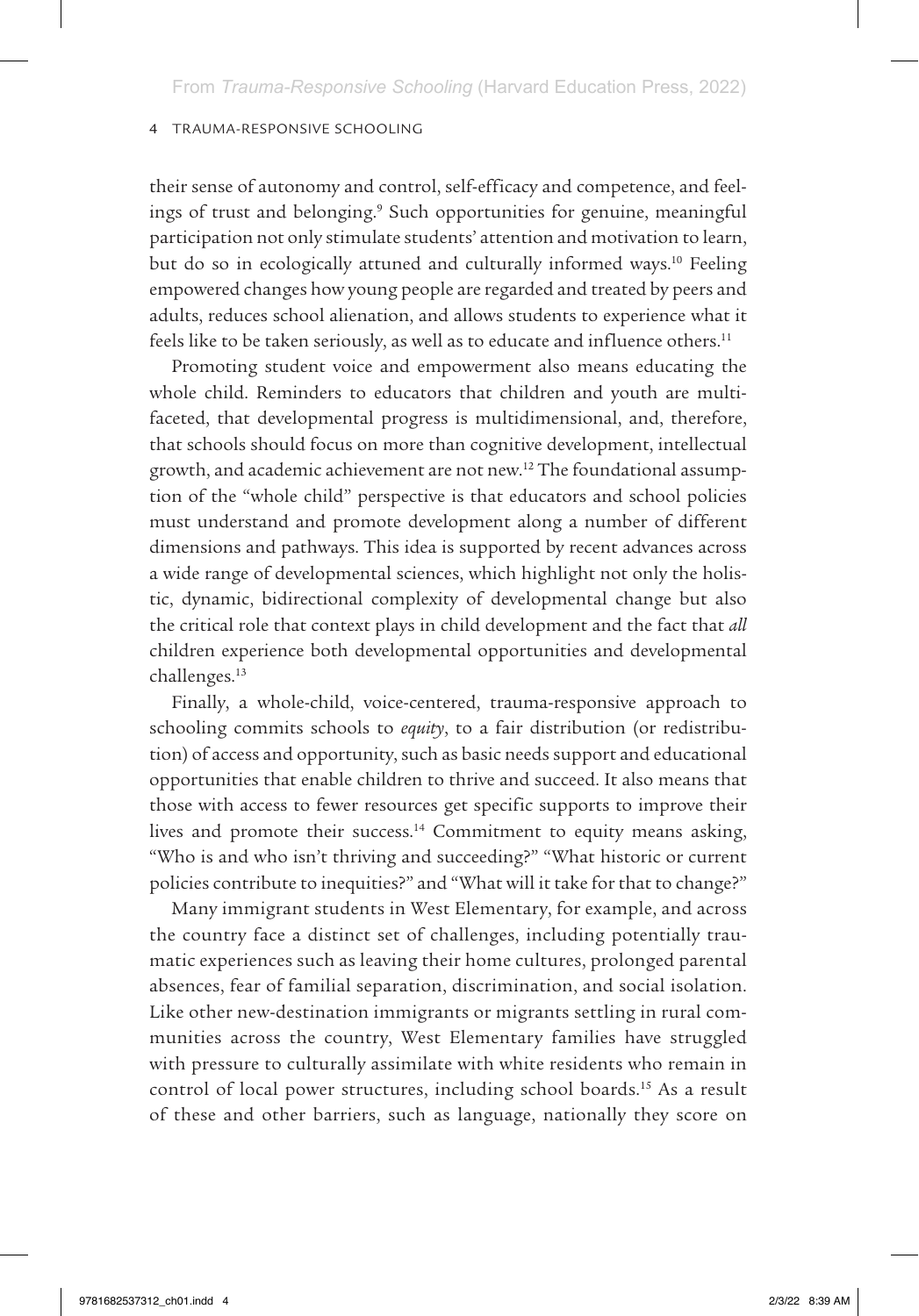their sense of autonomy and control, self-efficacy and competence, and feelings of trust and belonging.[9] Such opportunities for genuine, meaningful participation not only stimulate students' attention and motivation to learn, but do so in ecologically attuned and culturally informed ways.[10] Feeling empowered changes how young people are regarded and treated by peers and adults, reduces school alienation, and allows students to experience what it feels like to be taken seriously, as well as to educate and influence others.[11]

Promoting student voice and empowerment also means educating the whole child. Reminders to educators that children and youth are multifaceted, that developmental progress is multidimensional, and, therefore, that schools should focus on more than cognitive development, intellectual growth, and academic achievement are not new.[12] The foundational assumption of the "whole child" perspective is that educators and school policies must understand and promote development along a number of different dimensions and pathways. This idea is supported by recent advances across a wide range of developmental sciences, which highlight not only the holistic, dynamic, bidirectional complexity of developmental change but also the critical role that context plays in child development and the fact that *all* children experience both developmental opportunities and developmental challenges.[13]

Finally, a whole-child, voice-centered, trauma-responsive approach to schooling commits schools to *equity*, to a fair distribution (or redistribution) of access and opportunity, such as basic needs support and educational opportunities that enable children to thrive and succeed. It also means that those with access to fewer resources get specific supports to improve their lives and promote their success.[14] Commitment to equity means asking, "Who is and who isn't thriving and succeeding?" "What historic or current policies contribute to inequities?" and "What will it take for that to change?"

Many immigrant students in West Elementary, for example, and across the country face a distinct set of challenges, including potentially traumatic experiences such as leaving their home cultures, prolonged parental absences, fear of familial separation, discrimination, and social isolation. Like other new-destination immigrants or migrants settling in rural communities across the country, West Elementary families have struggled with pressure to culturally assimilate with white residents who remain in control of local power structures, including school boards.[15] As a result of these and other barriers, such as language, nationally they score on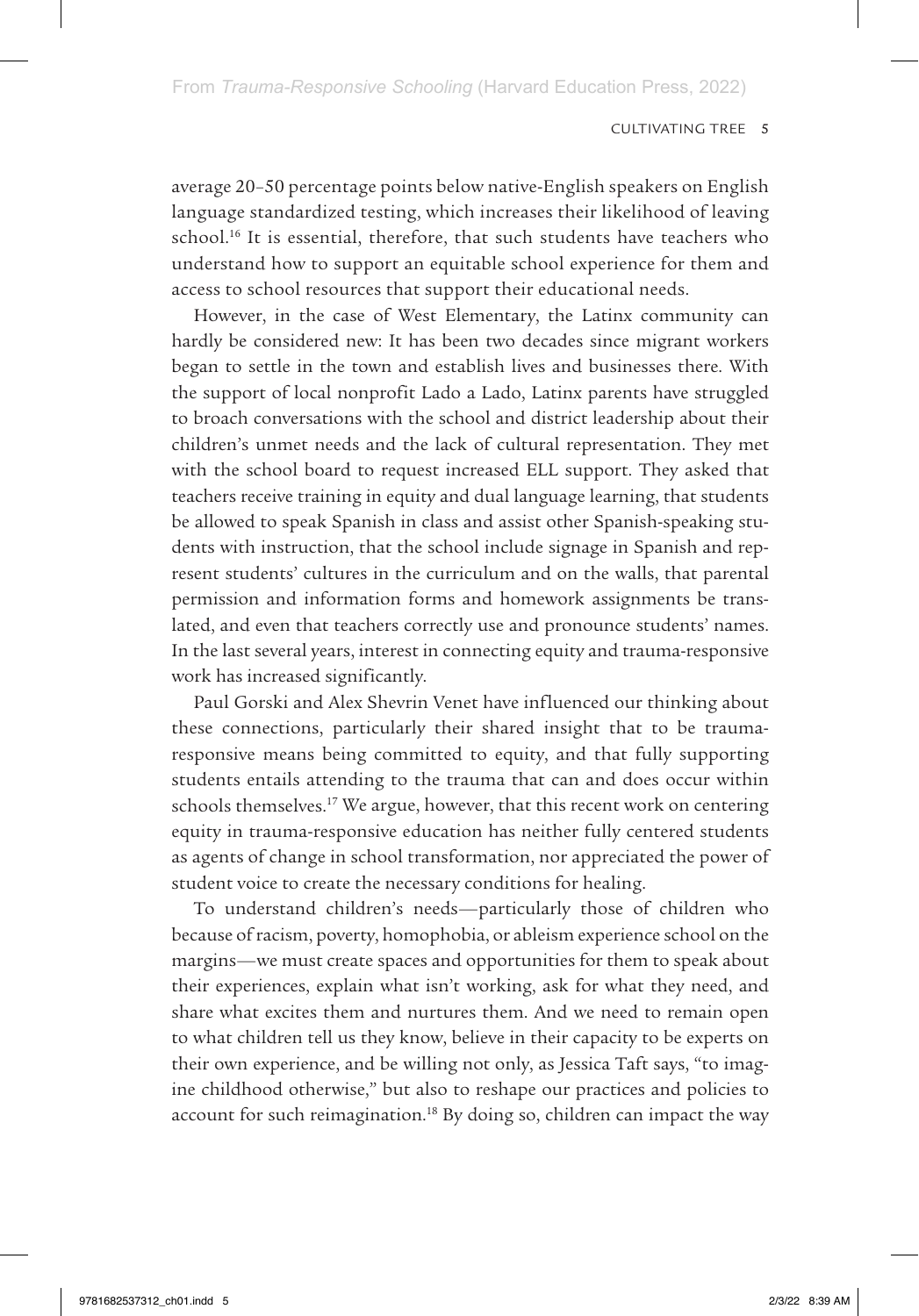average 20–50 percentage points below native-English speakers on English language standardized testing, which increases their likelihood of leaving school.[16] It is essential, therefore, that such students have teachers who understand how to support an equitable school experience for them and access to school resources that support their educational needs.

However, in the case of West Elementary, the Latinx community can hardly be considered new: It has been two decades since migrant workers began to settle in the town and establish lives and businesses there. With the support of local nonprofit Lado a Lado, Latinx parents have struggled to broach conversations with the school and district leadership about their children's unmet needs and the lack of cultural representation. They met with the school board to request increased ELL support. They asked that teachers receive training in equity and dual language learning, that students be allowed to speak Spanish in class and assist other Spanish-speaking students with instruction, that the school include signage in Spanish and represent students' cultures in the curriculum and on the walls, that parental permission and information forms and homework assignments be translated, and even that teachers correctly use and pronounce students' names. In the last several years, interest in connecting equity and trauma-responsive work has increased significantly.

Paul Gorski and Alex Shevrin Venet have influenced our thinking about these connections, particularly their shared insight that to be trauma-responsive means being committed to equity, and that fully supporting students entails attending to the trauma that can and does occur within schools themselves.[17] We argue, however, that this recent work on centering equity in trauma-responsive education has neither fully centered students as agents of change in school transformation, nor appreciated the power of student voice to create the necessary conditions for healing.

To understand children's needs—particularly those of children who because of racism, poverty, homophobia, or ableism experience school on the margins—we must create spaces and opportunities for them to speak about their experiences, explain what isn't working, ask for what they need, and share what excites them and nurtures them. And we need to remain open to what children tell us they know, believe in their capacity to be experts on their own experience, and be willing not only, as Jessica Taft says, "to imagine childhood otherwise," but also to reshape our practices and policies to account for such reimagination.[18] By doing so, children can impact the way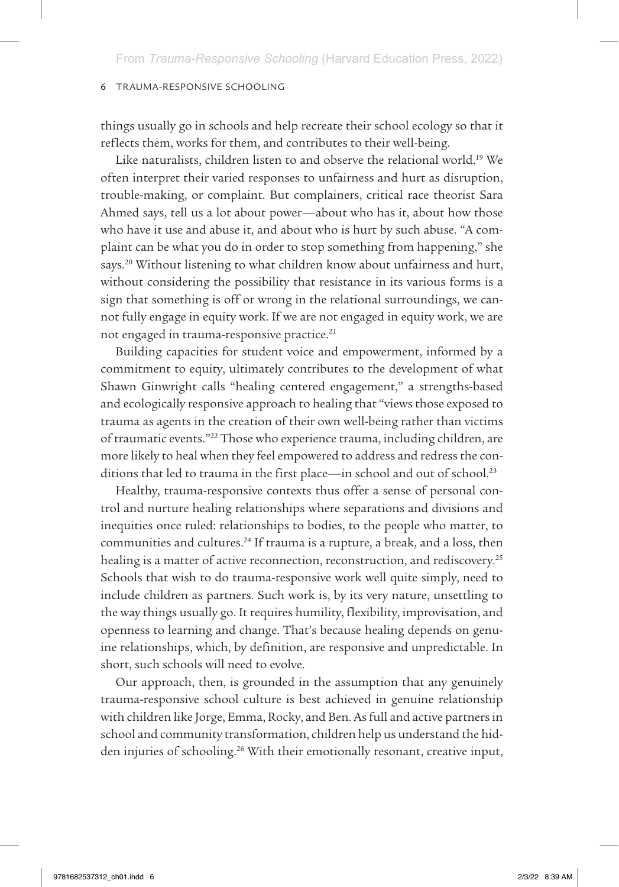things usually go in schools and help recreate their school ecology so that it reflects them, works for them, and contributes to their well-being.

Like naturalists, children listen to and observe the relational world.[19] We often interpret their varied responses to unfairness and hurt as disruption, trouble-making, or complaint. But complainers, critical race theorist Sara Ahmed says, tell us a lot about power—about who has it, about how those who have it use and abuse it, and about who is hurt by such abuse. "A complaint can be what you do in order to stop something from happening," she says.[20] Without listening to what children know about unfairness and hurt, without considering the possibility that resistance in its various forms is a sign that something is off or wrong in the relational surroundings, we cannot fully engage in equity work. If we are not engaged in equity work, we are not engaged in trauma-responsive practice.[21]

Building capacities for student voice and empowerment, informed by a commitment to equity, ultimately contributes to the development of what Shawn Ginwright calls "healing centered engagement," a strengths-based and ecologically responsive approach to healing that "views those exposed to trauma as agents in the creation of their own well-being rather than victims of traumatic events."[22] Those who experience trauma, including children, are more likely to heal when they feel empowered to address and redress the conditions that led to trauma in the first place—in school and out of school.[23]

Healthy, trauma-responsive contexts thus offer a sense of personal control and nurture healing relationships where separations and divisions and inequities once ruled: relationships to bodies, to the people who matter, to communities and cultures.[24] If trauma is a rupture, a break, and a loss, then healing is a matter of active reconnection, reconstruction, and rediscovery.[25] Schools that wish to do trauma-responsive work well quite simply, need to include children as partners. Such work is, by its very nature, unsettling to the way things usually go. It requires humility, flexibility, improvisation, and openness to learning and change. That's because healing depends on genuine relationships, which, by definition, are responsive and unpredictable. In short, such schools will need to evolve.

Our approach, then, is grounded in the assumption that any genuinely trauma-responsive school culture is best achieved in genuine relationship with children like Jorge, Emma, Rocky, and Ben. As full and active partners in school and community transformation, children help us understand the hidden injuries of schooling.[26] With their emotionally resonant, creative input,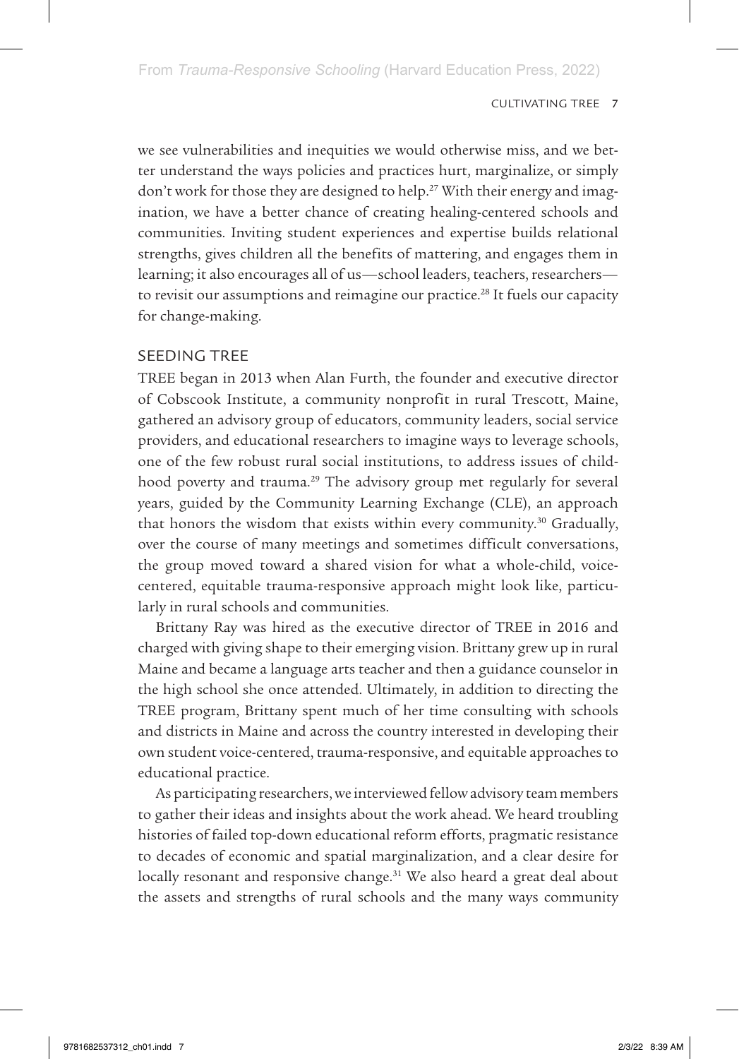we see vulnerabilities and inequities we would otherwise miss, and we better understand the ways policies and practices hurt, marginalize, or simply don't work for those they are designed to help.[27] With their energy and imagination, we have a better chance of creating healing-centered schools and communities. Inviting student experiences and expertise builds relational strengths, gives children all the benefits of mattering, and engages them in learning; it also encourages all of us—school leaders, teachers, researchers—to revisit our assumptions and reimagine our practice.[28] It fuels our capacity for change-making.

## SEEDING TREE

TREE began in 2013 when Alan Furth, the founder and executive director of Cobscook Institute, a community nonprofit in rural Trescott, Maine, gathered an advisory group of educators, community leaders, social service providers, and educational researchers to imagine ways to leverage schools, one of the few robust rural social institutions, to address issues of childhood poverty and trauma.[29] The advisory group met regularly for several years, guided by the Community Learning Exchange (CLE), an approach that honors the wisdom that exists within every community.[30] Gradually, over the course of many meetings and sometimes difficult conversations, the group moved toward a shared vision for what a whole-child, voice-centered, equitable trauma-responsive approach might look like, particularly in rural schools and communities.

Brittany Ray was hired as the executive director of TREE in 2016 and charged with giving shape to their emerging vision. Brittany grew up in rural Maine and became a language arts teacher and then a guidance counselor in the high school she once attended. Ultimately, in addition to directing the TREE program, Brittany spent much of her time consulting with schools and districts in Maine and across the country interested in developing their own student voice-centered, trauma-responsive, and equitable approaches to educational practice.

As participating researchers, we interviewed fellow advisory team members to gather their ideas and insights about the work ahead. We heard troubling histories of failed top-down educational reform efforts, pragmatic resistance to decades of economic and spatial marginalization, and a clear desire for locally resonant and responsive change.[31] We also heard a great deal about the assets and strengths of rural schools and the many ways community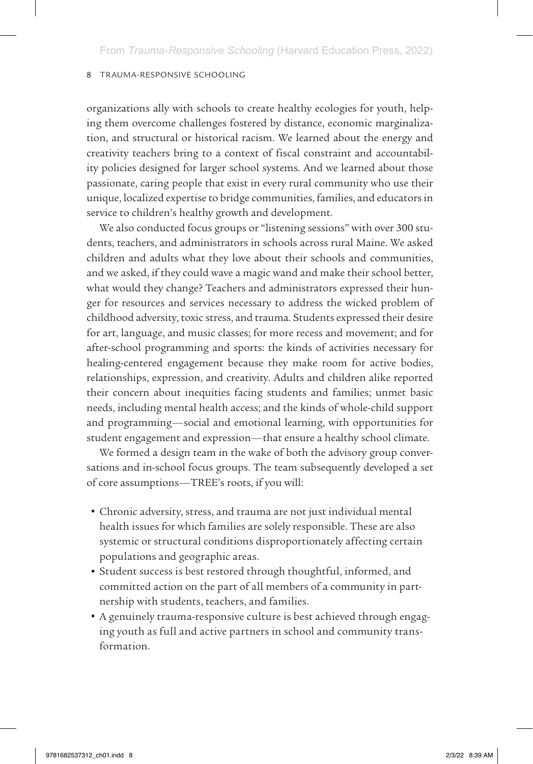organizations ally with schools to create healthy ecologies for youth, helping them overcome challenges fostered by distance, economic marginalization, and structural or historical racism. We learned about the energy and creativity teachers bring to a context of fiscal constraint and accountability policies designed for larger school systems. And we learned about those passionate, caring people that exist in every rural community who use their unique, localized expertise to bridge communities, families, and educators in service to children's healthy growth and development.

We also conducted focus groups or "listening sessions" with over 300 students, teachers, and administrators in schools across rural Maine. We asked children and adults what they love about their schools and communities, and we asked, if they could wave a magic wand and make their school better, what would they change? Teachers and administrators expressed their hunger for resources and services necessary to address the wicked problem of childhood adversity, toxic stress, and trauma. Students expressed their desire for art, language, and music classes; for more recess and movement; and for after-school programming and sports: the kinds of activities necessary for healing-centered engagement because they make room for active bodies, relationships, expression, and creativity. Adults and children alike reported their concern about inequities facing students and families; unmet basic needs, including mental health access; and the kinds of whole-child support and programming—social and emotional learning, with opportunities for student engagement and expression—that ensure a healthy school climate.

We formed a design team in the wake of both the advisory group conversations and in-school focus groups. The team subsequently developed a set of core assumptions—TREE's roots, if you will:

- Chronic adversity, stress, and trauma are not just individual mental health issues for which families are solely responsible. These are also systemic or structural conditions disproportionately affecting certain populations and geographic areas.
- Student success is best restored through thoughtful, informed, and committed action on the part of all members of a community in partnership with students, teachers, and families.
- A genuinely trauma-responsive culture is best achieved through engaging youth as full and active partners in school and community transformation.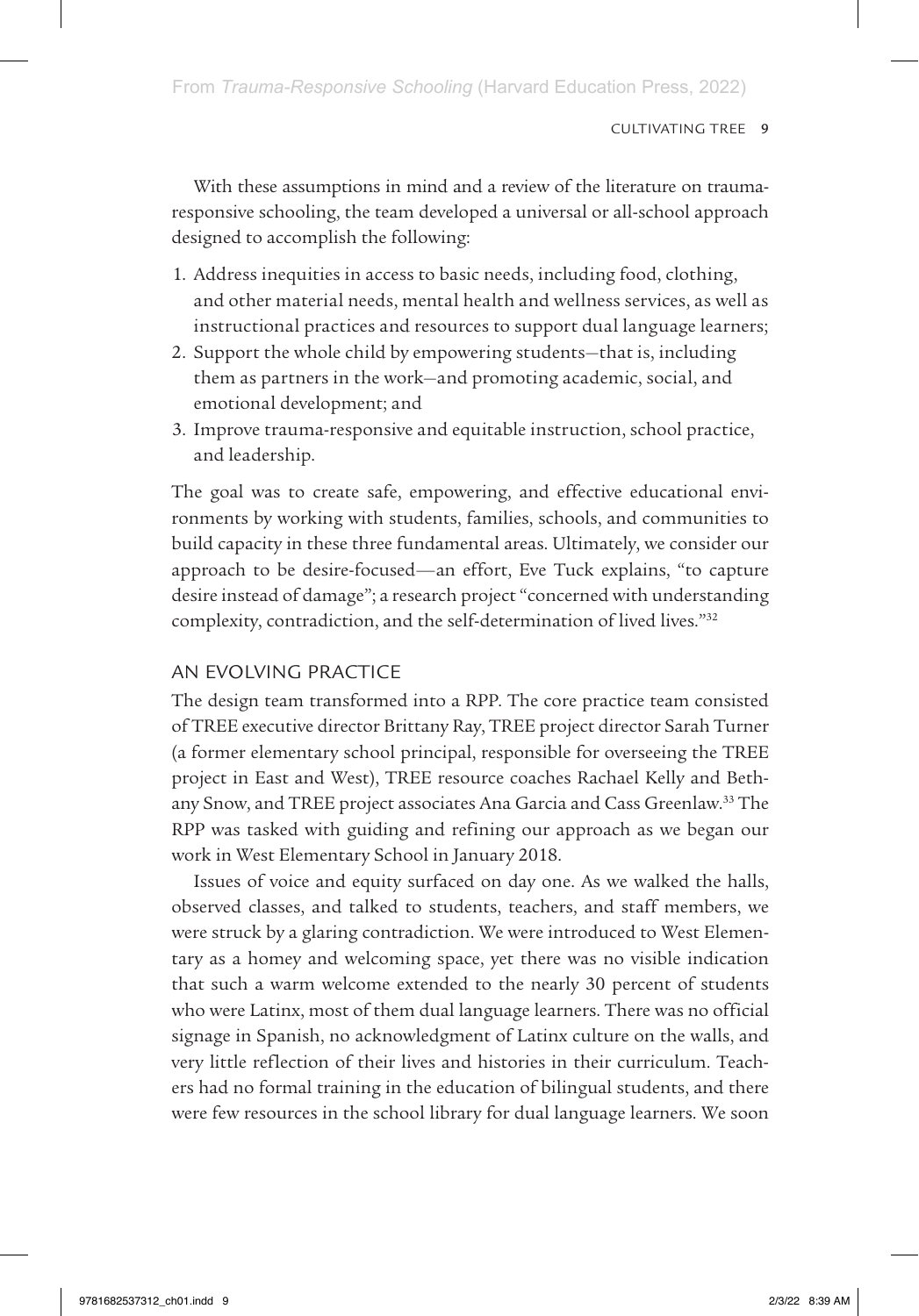With these assumptions in mind and a review of the literature on trauma-responsive schooling, the team developed a universal or all-school approach designed to accomplish the following:

1. Address inequities in access to basic needs, including food, clothing, and other material needs, mental health and wellness services, as well as instructional practices and resources to support dual language learners;
2. Support the whole child by empowering students—that is, including them as partners in the work—and promoting academic, social, and emotional development; and
3. Improve trauma-responsive and equitable instruction, school practice, and leadership.

The goal was to create safe, empowering, and effective educational environments by working with students, families, schools, and communities to build capacity in these three fundamental areas. Ultimately, we consider our approach to be desire-focused—an effort, Eve Tuck explains, "to capture desire instead of damage"; a research project "concerned with understanding complexity, contradiction, and the self-determination of lived lives."[32]

## AN EVOLVING PRACTICE

The design team transformed into a RPP. The core practice team consisted of TREE executive director Brittany Ray, TREE project director Sarah Turner (a former elementary school principal, responsible for overseeing the TREE project in East and West), TREE resource coaches Rachael Kelly and Bethany Snow, and TREE project associates Ana Garcia and Cass Greenlaw.[33] The RPP was tasked with guiding and refining our approach as we began our work in West Elementary School in January 2018.

Issues of voice and equity surfaced on day one. As we walked the halls, observed classes, and talked to students, teachers, and staff members, we were struck by a glaring contradiction. We were introduced to West Elementary as a homey and welcoming space, yet there was no visible indication that such a warm welcome extended to the nearly 30 percent of students who were Latinx, most of them dual language learners. There was no official signage in Spanish, no acknowledgment of Latinx culture on the walls, and very little reflection of their lives and histories in their curriculum. Teachers had no formal training in the education of bilingual students, and there were few resources in the school library for dual language learners. We soon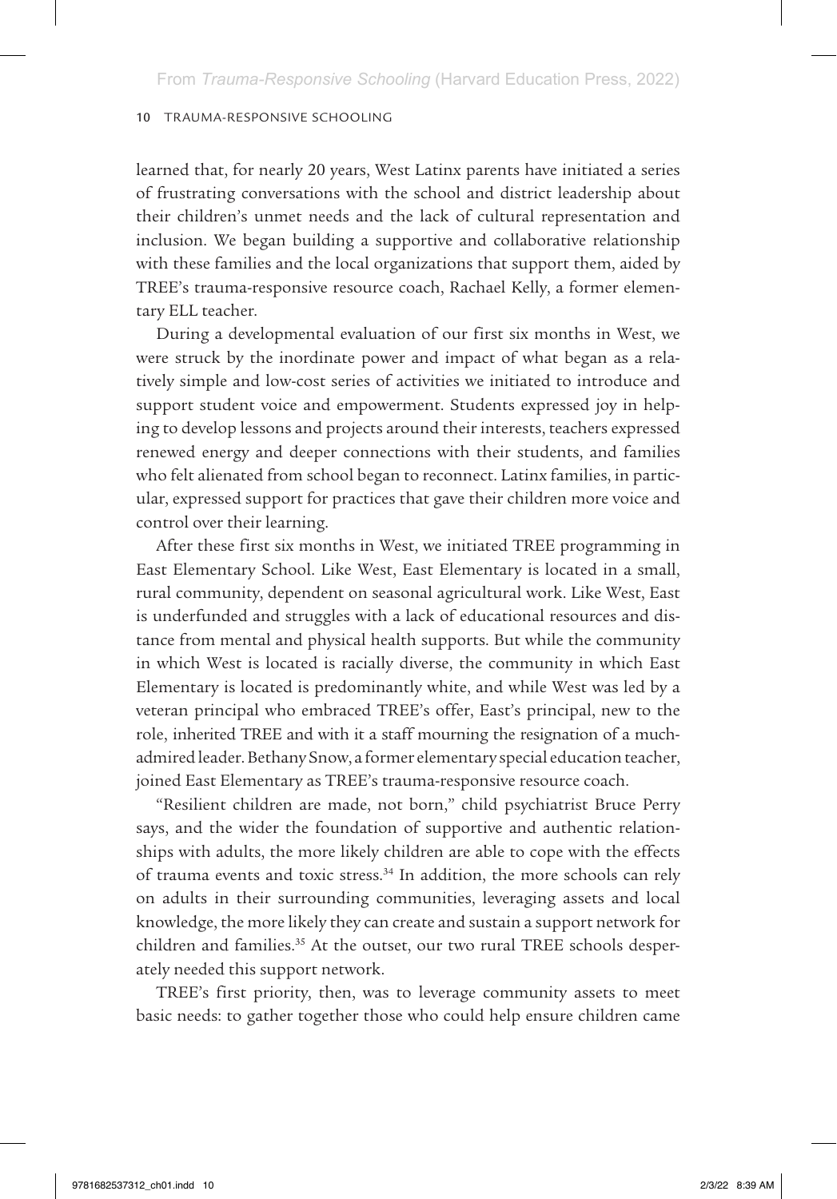learned that, for nearly 20 years, West Latinx parents have initiated a series of frustrating conversations with the school and district leadership about their children's unmet needs and the lack of cultural representation and inclusion. We began building a supportive and collaborative relationship with these families and the local organizations that support them, aided by TREE's trauma-responsive resource coach, Rachael Kelly, a former elementary ELL teacher.

During a developmental evaluation of our first six months in West, we were struck by the inordinate power and impact of what began as a relatively simple and low-cost series of activities we initiated to introduce and support student voice and empowerment. Students expressed joy in helping to develop lessons and projects around their interests, teachers expressed renewed energy and deeper connections with their students, and families who felt alienated from school began to reconnect. Latinx families, in particular, expressed support for practices that gave their children more voice and control over their learning.

After these first six months in West, we initiated TREE programming in East Elementary School. Like West, East Elementary is located in a small, rural community, dependent on seasonal agricultural work. Like West, East is underfunded and struggles with a lack of educational resources and distance from mental and physical health supports. But while the community in which West is located is racially diverse, the community in which East Elementary is located is predominantly white, and while West was led by a veteran principal who embraced TREE's offer, East's principal, new to the role, inherited TREE and with it a staff mourning the resignation of a much-admired leader. Bethany Snow, a former elementary special education teacher, joined East Elementary as TREE's trauma-responsive resource coach.

"Resilient children are made, not born," child psychiatrist Bruce Perry says, and the wider the foundation of supportive and authentic relationships with adults, the more likely children are able to cope with the effects of trauma events and toxic stress.[34] In addition, the more schools can rely on adults in their surrounding communities, leveraging assets and local knowledge, the more likely they can create and sustain a support network for children and families.[35] At the outset, our two rural TREE schools desperately needed this support network.

TREE's first priority, then, was to leverage community assets to meet basic needs: to gather together those who could help ensure children came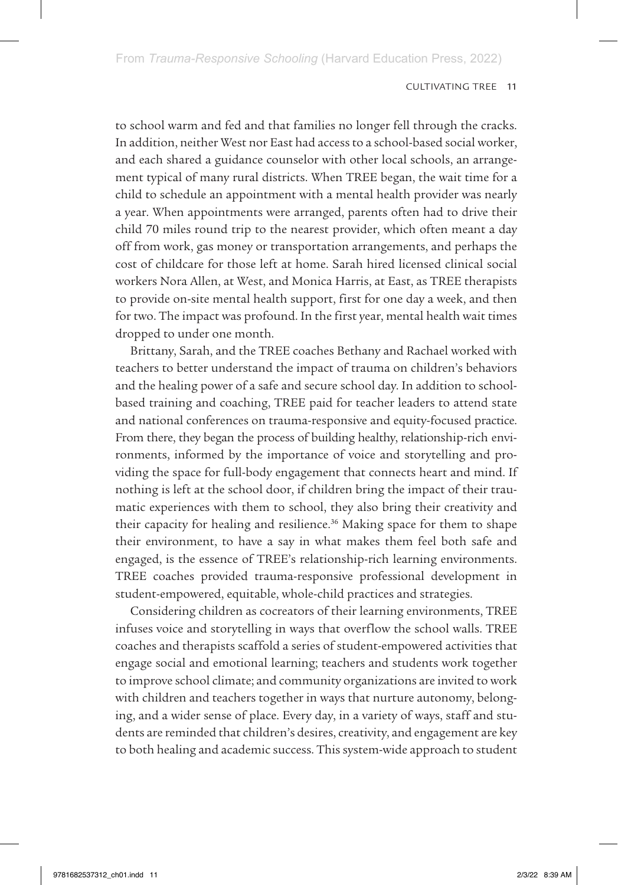to school warm and fed and that families no longer fell through the cracks. In addition, neither West nor East had access to a school-based social worker, and each shared a guidance counselor with other local schools, an arrangement typical of many rural districts. When TREE began, the wait time for a child to schedule an appointment with a mental health provider was nearly a year. When appointments were arranged, parents often had to drive their child 70 miles round trip to the nearest provider, which often meant a day off from work, gas money or transportation arrangements, and perhaps the cost of childcare for those left at home. Sarah hired licensed clinical social workers Nora Allen, at West, and Monica Harris, at East, as TREE therapists to provide on-site mental health support, first for one day a week, and then for two. The impact was profound. In the first year, mental health wait times dropped to under one month.

Brittany, Sarah, and the TREE coaches Bethany and Rachael worked with teachers to better understand the impact of trauma on children's behaviors and the healing power of a safe and secure school day. In addition to school-based training and coaching, TREE paid for teacher leaders to attend state and national conferences on trauma-responsive and equity-focused practice. From there, they began the process of building healthy, relationship-rich environments, informed by the importance of voice and storytelling and providing the space for full-body engagement that connects heart and mind. If nothing is left at the school door, if children bring the impact of their traumatic experiences with them to school, they also bring their creativity and their capacity for healing and resilience.[36] Making space for them to shape their environment, to have a say in what makes them feel both safe and engaged, is the essence of TREE's relationship-rich learning environments. TREE coaches provided trauma-responsive professional development in student-empowered, equitable, whole-child practices and strategies.

Considering children as cocreators of their learning environments, TREE infuses voice and storytelling in ways that overflow the school walls. TREE coaches and therapists scaffold a series of student-empowered activities that engage social and emotional learning; teachers and students work together to improve school climate; and community organizations are invited to work with children and teachers together in ways that nurture autonomy, belonging, and a wider sense of place. Every day, in a variety of ways, staff and students are reminded that children's desires, creativity, and engagement are key to both healing and academic success. This system-wide approach to student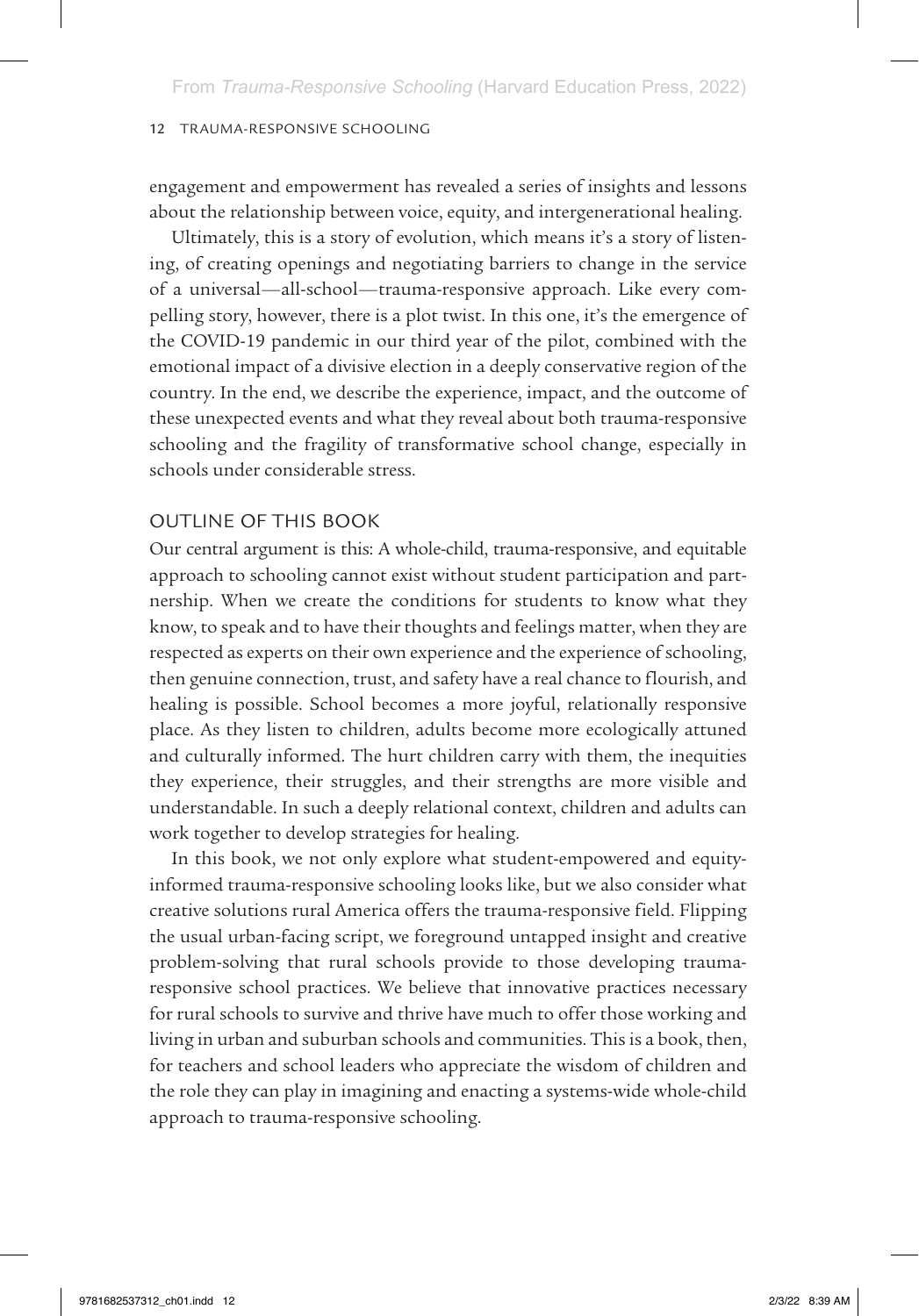engagement and empowerment has revealed a series of insights and lessons about the relationship between voice, equity, and intergenerational healing.

Ultimately, this is a story of evolution, which means it's a story of listening, of creating openings and negotiating barriers to change in the service of a universal—all-school—trauma-responsive approach. Like every compelling story, however, there is a plot twist. In this one, it's the emergence of the COVID-19 pandemic in our third year of the pilot, combined with the emotional impact of a divisive election in a deeply conservative region of the country. In the end, we describe the experience, impact, and the outcome of these unexpected events and what they reveal about both trauma-responsive schooling and the fragility of transformative school change, especially in schools under considerable stress.

## OUTLINE OF THIS BOOK

Our central argument is this: A whole-child, trauma-responsive, and equitable approach to schooling cannot exist without student participation and partnership. When we create the conditions for students to know what they know, to speak and to have their thoughts and feelings matter, when they are respected as experts on their own experience and the experience of schooling, then genuine connection, trust, and safety have a real chance to flourish, and healing is possible. School becomes a more joyful, relationally responsive place. As they listen to children, adults become more ecologically attuned and culturally informed. The hurt children carry with them, the inequities they experience, their struggles, and their strengths are more visible and understandable. In such a deeply relational context, children and adults can work together to develop strategies for healing.

In this book, we not only explore what student-empowered and equity-informed trauma-responsive schooling looks like, but we also consider what creative solutions rural America offers the trauma-responsive field. Flipping the usual urban-facing script, we foreground untapped insight and creative problem-solving that rural schools provide to those developing trauma-responsive school practices. We believe that innovative practices necessary for rural schools to survive and thrive have much to offer those working and living in urban and suburban schools and communities. This is a book, then, for teachers and school leaders who appreciate the wisdom of children and the role they can play in imagining and enacting a systems-wide whole-child approach to trauma-responsive schooling.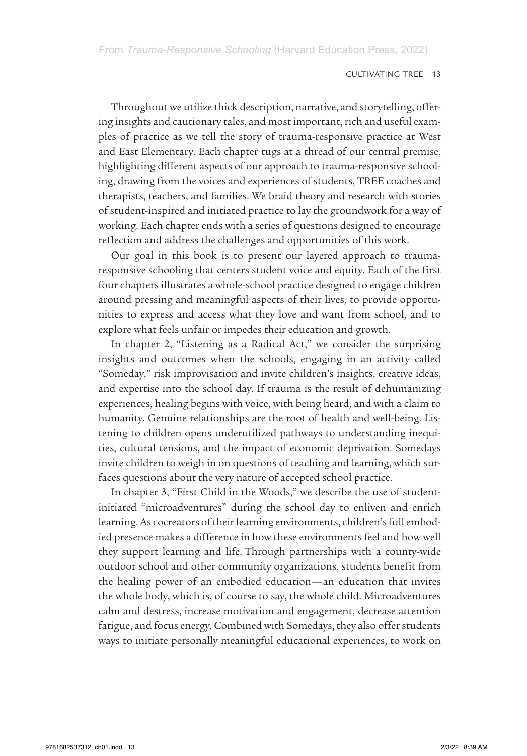Throughout we utilize thick description, narrative, and storytelling, offering insights and cautionary tales, and most important, rich and useful examples of practice as we tell the story of trauma-responsive practice at West and East Elementary. Each chapter tugs at a thread of our central premise, highlighting different aspects of our approach to trauma-responsive schooling, drawing from the voices and experiences of students, TREE coaches and therapists, teachers, and families. We braid theory and research with stories of student-inspired and initiated practice to lay the groundwork for a way of working. Each chapter ends with a series of questions designed to encourage reflection and address the challenges and opportunities of this work.

Our goal in this book is to present our layered approach to trauma-responsive schooling that centers student voice and equity. Each of the first four chapters illustrates a whole-school practice designed to engage children around pressing and meaningful aspects of their lives, to provide opportunities to express and access what they love and want from school, and to explore what feels unfair or impedes their education and growth.

In chapter 2, "Listening as a Radical Act," we consider the surprising insights and outcomes when the schools, engaging in an activity called "Someday," risk improvisation and invite children's insights, creative ideas, and expertise into the school day. If trauma is the result of dehumanizing experiences, healing begins with voice, with being heard, and with a claim to humanity. Genuine relationships are the root of health and well-being. Listening to children opens underutilized pathways to understanding inequities, cultural tensions, and the impact of economic deprivation. Somedays invite children to weigh in on questions of teaching and learning, which surfaces questions about the very nature of accepted school practice.

In chapter 3, "First Child in the Woods," we describe the use of student-initiated "microadventures" during the school day to enliven and enrich learning. As cocreators of their learning environments, children's full embodied presence makes a difference in how these environments feel and how well they support learning and life. Through partnerships with a county-wide outdoor school and other community organizations, students benefit from the healing power of an embodied education—an education that invites the whole body, which is, of course to say, the whole child. Microadventures calm and destress, increase motivation and engagement, decrease attention fatigue, and focus energy. Combined with Somedays, they also offer students ways to initiate personally meaningful educational experiences, to work on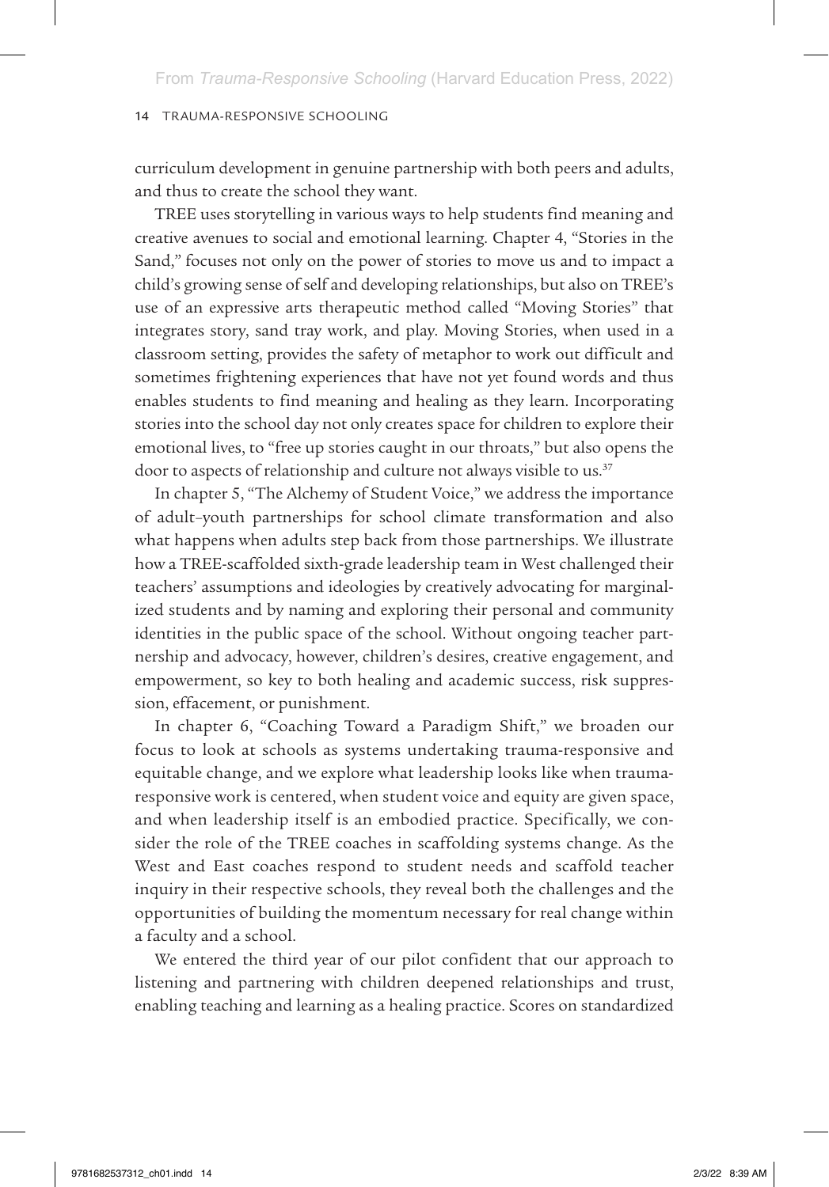curriculum development in genuine partnership with both peers and adults, and thus to create the school they want.

TREE uses storytelling in various ways to help students find meaning and creative avenues to social and emotional learning. Chapter 4, "Stories in the Sand," focuses not only on the power of stories to move us and to impact a child's growing sense of self and developing relationships, but also on TREE's use of an expressive arts therapeutic method called "Moving Stories" that integrates story, sand tray work, and play. Moving Stories, when used in a classroom setting, provides the safety of metaphor to work out difficult and sometimes frightening experiences that have not yet found words and thus enables students to find meaning and healing as they learn. Incorporating stories into the school day not only creates space for children to explore their emotional lives, to "free up stories caught in our throats," but also opens the door to aspects of relationship and culture not always visible to us.[37]

In chapter 5, "The Alchemy of Student Voice," we address the importance of adult–youth partnerships for school climate transformation and also what happens when adults step back from those partnerships. We illustrate how a TREE-scaffolded sixth-grade leadership team in West challenged their teachers' assumptions and ideologies by creatively advocating for marginalized students and by naming and exploring their personal and community identities in the public space of the school. Without ongoing teacher partnership and advocacy, however, children's desires, creative engagement, and empowerment, so key to both healing and academic success, risk suppression, effacement, or punishment.

In chapter 6, "Coaching Toward a Paradigm Shift," we broaden our focus to look at schools as systems undertaking trauma-responsive and equitable change, and we explore what leadership looks like when trauma-responsive work is centered, when student voice and equity are given space, and when leadership itself is an embodied practice. Specifically, we consider the role of the TREE coaches in scaffolding systems change. As the West and East coaches respond to student needs and scaffold teacher inquiry in their respective schools, they reveal both the challenges and the opportunities of building the momentum necessary for real change within a faculty and a school.

We entered the third year of our pilot confident that our approach to listening and partnering with children deepened relationships and trust, enabling teaching and learning as a healing practice. Scores on standardized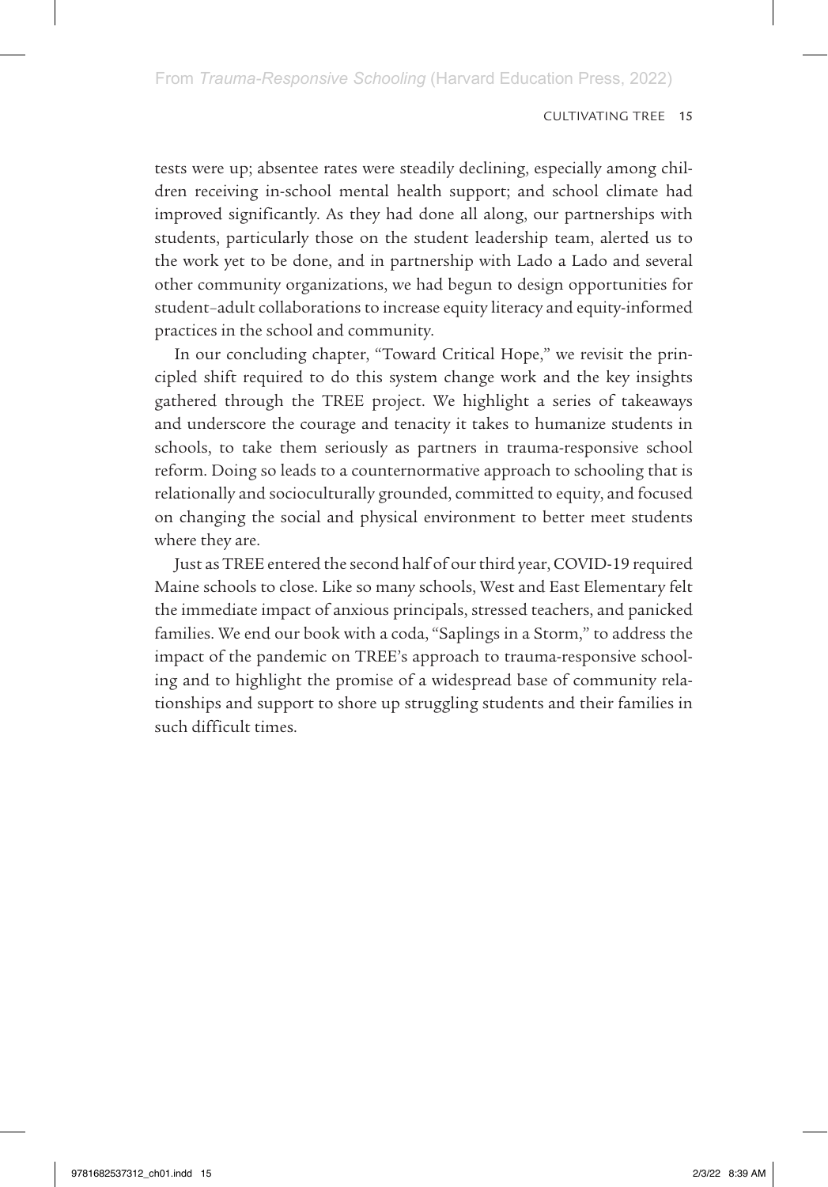tests were up; absentee rates were steadily declining, especially among children receiving in-school mental health support; and school climate had improved significantly. As they had done all along, our partnerships with students, particularly those on the student leadership team, alerted us to the work yet to be done, and in partnership with Lado a Lado and several other community organizations, we had begun to design opportunities for student–adult collaborations to increase equity literacy and equity-informed practices in the school and community.

In our concluding chapter, "Toward Critical Hope," we revisit the principled shift required to do this system change work and the key insights gathered through the TREE project. We highlight a series of takeaways and underscore the courage and tenacity it takes to humanize students in schools, to take them seriously as partners in trauma-responsive school reform. Doing so leads to a counternormative approach to schooling that is relationally and socioculturally grounded, committed to equity, and focused on changing the social and physical environment to better meet students where they are.

Just as TREE entered the second half of our third year, COVID-19 required Maine schools to close. Like so many schools, West and East Elementary felt the immediate impact of anxious principals, stressed teachers, and panicked families. We end our book with a coda, "Saplings in a Storm," to address the impact of the pandemic on TREE's approach to trauma-responsive schooling and to highlight the promise of a widespread base of community relationships and support to shore up struggling students and their families in such difficult times.